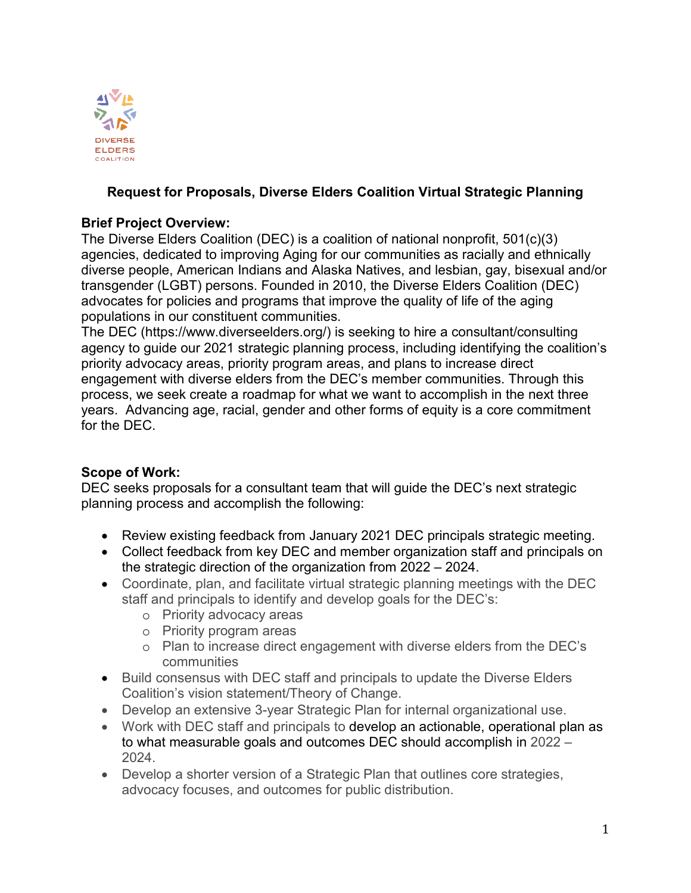# Request for Proposals, Diverse Elders Coalition Virtual Strategic Planning

**Brief Project Overview:**

The Diverse Elders Coalition (DEC) is a coalition of national nonprofit, 501(c)(3) agencies, dedicated to improving Aging for our communities as racially and ethnically diverse people, American Indians and Alaska Natives, and lesbian, gay, bisexual and/or transgender (LGBT) persons. Founded in 2010, the Diverse Elders Coalition (DEC) advocates for policies and programs that improve the quality of life of the aging populations in our constituent communities.

The DEC (https://www.diverseelders.org/) is seeking to hire a consultant/consulting agency to guide our 2021 strategic planning process, including identifying the coalition's priority advocacy areas, priority program areas, and plans to increase direct engagement with diverse elders from the DEC's member communities. Through this process, we seek create a roadmap for what we want to accomplish in the next three years. Advancing age, racial, gender and other forms of equity is a core commitment for the DEC.

**Scope of Work:**

DEC seeks proposals for a consultant team that will guide the DEC's next strategic planning process and accomplish the following:

- Review existing feedback from January 2021 DEC principals strategic meeting.
- Collect feedback from key DEC and member organization staff and principals on the strategic direction of the organization from 2022 – 2024.
- Coordinate, plan, and facilitate virtual strategic planning meetings with the DEC staff and principals to identify and develop goals for the DEC's:
  - Priority advocacy areas
  - Priority program areas
  - Plan to increase direct engagement with diverse elders from the DEC's communities
- Build consensus with DEC staff and principals to update the Diverse Elders Coalition's vision statement/Theory of Change.
- Develop an extensive 3-year Strategic Plan for internal organizational use.
- Work with DEC staff and principals to develop an actionable, operational plan as to what measurable goals and outcomes DEC should accomplish in 2022 – 2024.
- Develop a shorter version of a Strategic Plan that outlines core strategies, advocacy focuses, and outcomes for public distribution.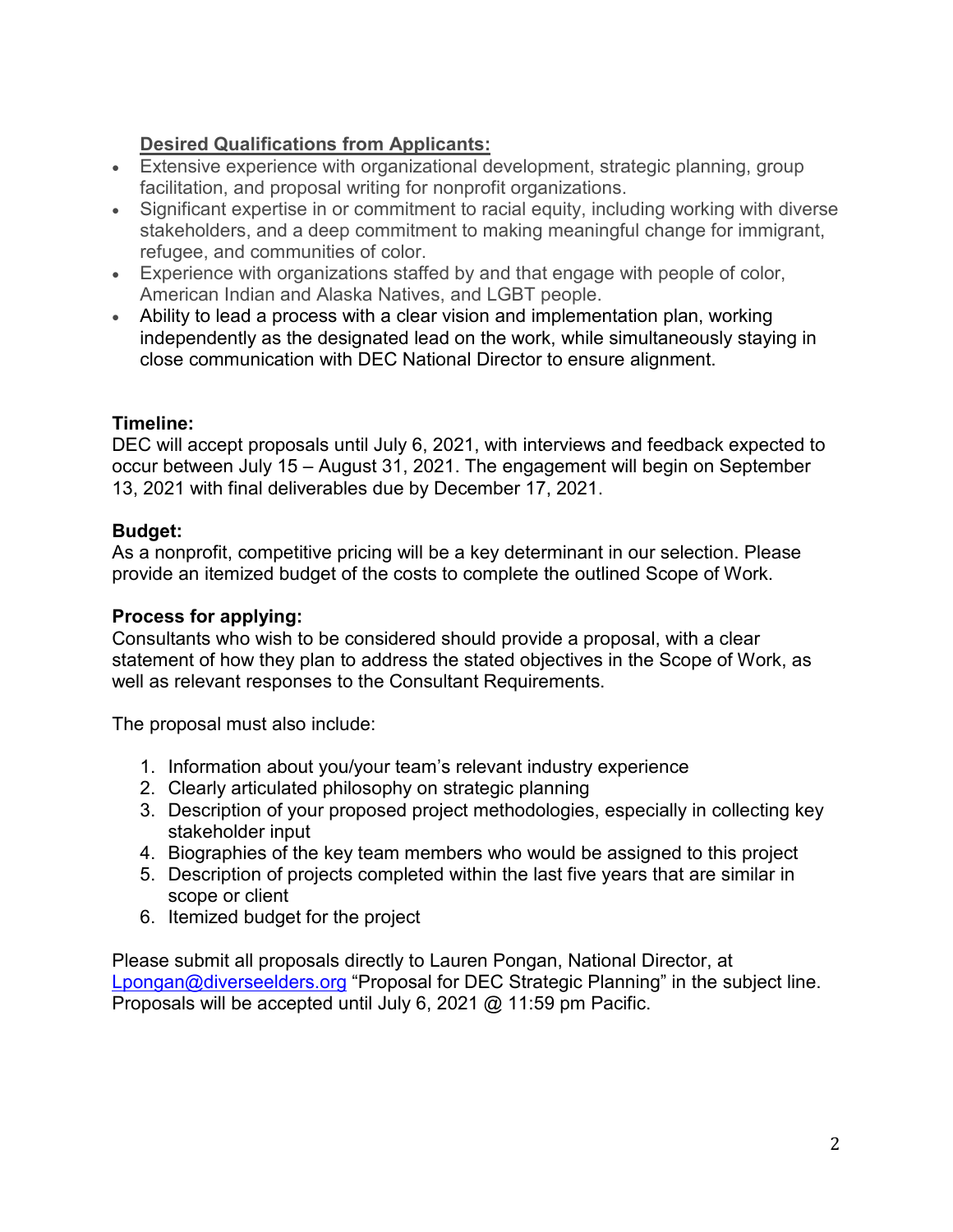**Desired Qualifications from Applicants:**

- Extensive experience with organizational development, strategic planning, group facilitation, and proposal writing for nonprofit organizations.
- Significant expertise in or commitment to racial equity, including working with diverse stakeholders, and a deep commitment to making meaningful change for immigrant, refugee, and communities of color.
- Experience with organizations staffed by and that engage with people of color, American Indian and Alaska Natives, and LGBT people.
- Ability to lead a process with a clear vision and implementation plan, working independently as the designated lead on the work, while simultaneously staying in close communication with DEC National Director to ensure alignment.

**Timeline:**
DEC will accept proposals until July 6, 2021, with interviews and feedback expected to occur between July 15 – August 31, 2021. The engagement will begin on September 13, 2021 with final deliverables due by December 17, 2021.

**Budget:**
As a nonprofit, competitive pricing will be a key determinant in our selection. Please provide an itemized budget of the costs to complete the outlined Scope of Work.

**Process for applying:**
Consultants who wish to be considered should provide a proposal, with a clear statement of how they plan to address the stated objectives in the Scope of Work, as well as relevant responses to the Consultant Requirements.

The proposal must also include:

1. Information about you/your team's relevant industry experience
2. Clearly articulated philosophy on strategic planning
3. Description of your proposed project methodologies, especially in collecting key stakeholder input
4. Biographies of the key team members who would be assigned to this project
5. Description of projects completed within the last five years that are similar in scope or client
6. Itemized budget for the project

Please submit all proposals directly to Lauren Pongan, National Director, at [Lpongan@diverseelders.org](mailto:Lpongan@diverseelders.org) "Proposal for DEC Strategic Planning" in the subject line. Proposals will be accepted until July 6, 2021 @ 11:59 pm Pacific.